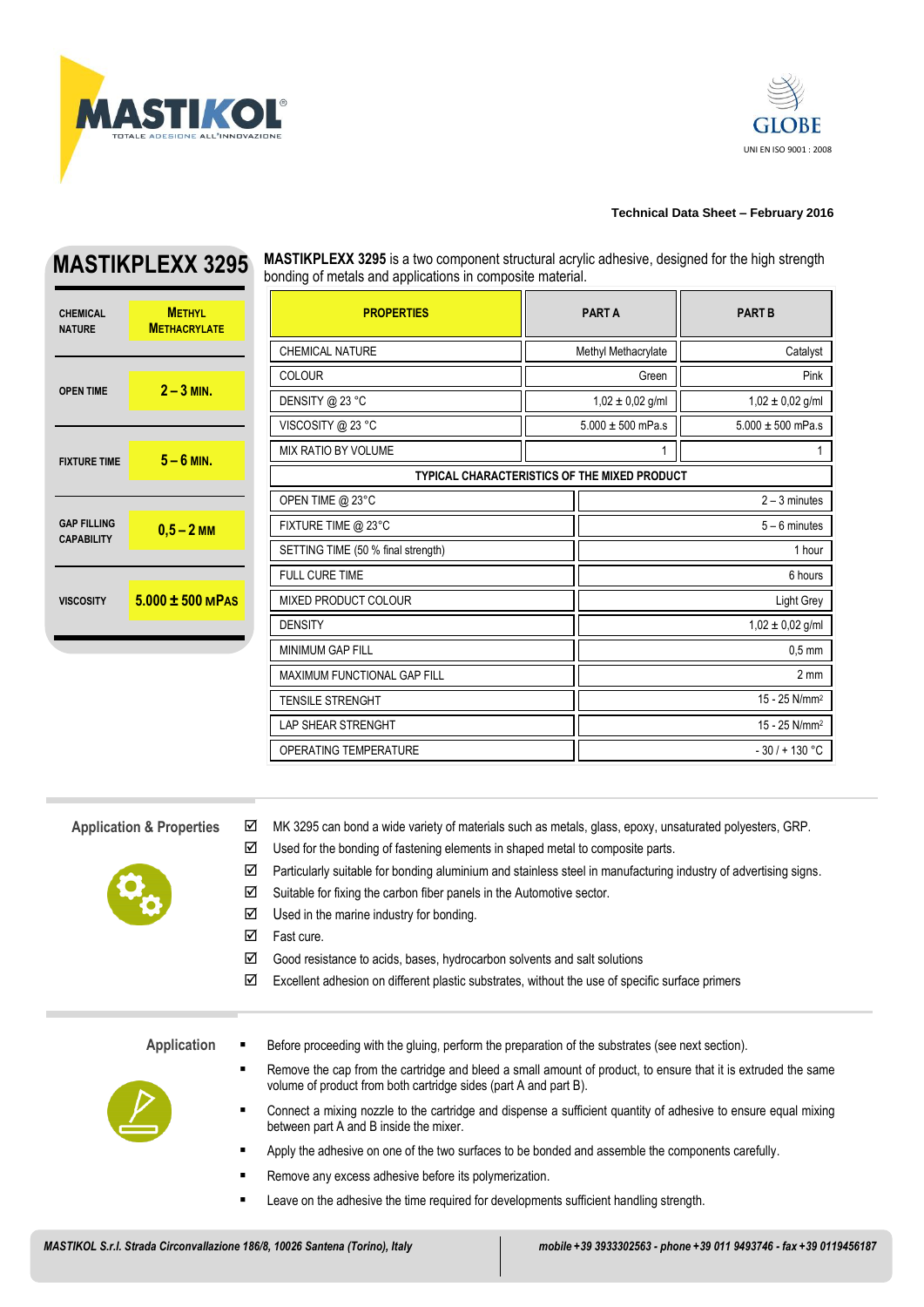MASTIKOL
TOTALE ADESIONE ALL'INNOVAZIONE

GLOBE
UNI EN ISO 9001 : 2008

**Technical Data Sheet – February 2016**

# MASTIKPLEXX 3295

| | |
|---|---|
| CHEMICAL NATURE | METHYL METHACRYLATE |
| OPEN TIME | 2 – 3 MIN. |
| FIXTURE TIME | 5 – 6 MIN. |
| GAP FILLING CAPABILITY | 0,5 – 2 MM |
| VISCOSITY | 5.000 ± 500 MPAS |

**MASTIKPLEXX 3295** is a two component structural acrylic adhesive, designed for the high strength bonding of metals and applications in composite material.

| PROPERTIES | PART A | PART B |
|---|---|---|
| CHEMICAL NATURE | Methyl Methacrylate | Catalyst |
| COLOUR | Green | Pink |
| DENSITY @ 23 °C | 1,02 ± 0,02 g/ml | 1,02 ± 0,02 g/ml |
| VISCOSITY @ 23 °C | 5.000 ± 500 mPa.s | 5.000 ± 500 mPa.s |
| MIX RATIO BY VOLUME | 1 | 1 |

| TYPICAL CHARACTERISTICS OF THE MIXED PRODUCT | |
|---|---|
| OPEN TIME @ 23°C | 2 – 3 minutes |
| FIXTURE TIME @ 23°C | 5 – 6 minutes |
| SETTING TIME (50 % final strength) | 1 hour |
| FULL CURE TIME | 6 hours |
| MIXED PRODUCT COLOUR | Light Grey |
| DENSITY | 1,02 ± 0,02 g/ml |
| MINIMUM GAP FILL | 0,5 mm |
| MAXIMUM FUNCTIONAL GAP FILL | 2 mm |
| TENSILE STRENGHT | 15 - 25 N/mm² |
| LAP SHEAR STRENGHT | 15 - 25 N/mm² |
| OPERATING TEMPERATURE | - 30 / + 130 °C |

## Application & Properties

- ☑ MK 3295 can bond a wide variety of materials such as metals, glass, epoxy, unsaturated polyesters, GRP.
- ☑ Used for the bonding of fastening elements in shaped metal to composite parts.
- ☑ Particularly suitable for bonding aluminium and stainless steel in manufacturing industry of advertising signs.
- ☑ Suitable for fixing the carbon fiber panels in the Automotive sector.
- ☑ Used in the marine industry for bonding.
- ☑ Fast cure.
- ☑ Good resistance to acids, bases, hydrocarbon solvents and salt solutions
- ☑ Excellent adhesion on different plastic substrates, without the use of specific surface primers

## Application

- Before proceeding with the gluing, perform the preparation of the substrates (see next section).
- Remove the cap from the cartridge and bleed a small amount of product, to ensure that it is extruded the same volume of product from both cartridge sides (part A and part B).
- Connect a mixing nozzle to the cartridge and dispense a sufficient quantity of adhesive to ensure equal mixing between part A and B inside the mixer.
- Apply the adhesive on one of the two surfaces to be bonded and assemble the components carefully.
- Remove any excess adhesive before its polymerization.
- Leave on the adhesive the time required for developments sufficient handling strength.

*MASTIKOL S.r.l. Strada Circonvallazione 186/8, 10026 Santena (Torino), Italy* | *mobile +39 3933302563 - phone +39 011 9493746 - fax +39 0119456187*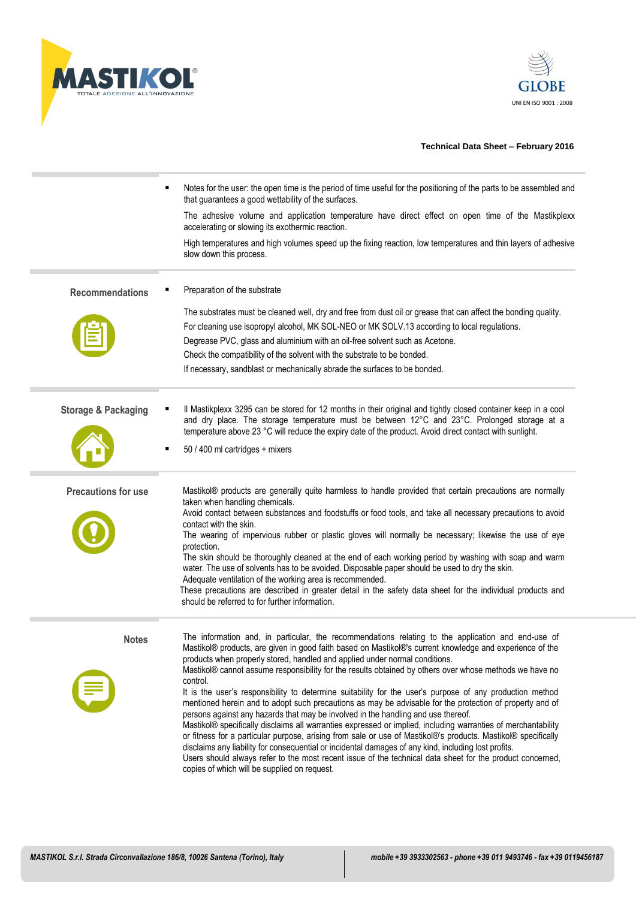Technical Data Sheet – February 2016

- Notes for the user: the open time is the period of time useful for the positioning of the parts to be assembled and that guarantees a good wettability of the surfaces.

  The adhesive volume and application temperature have direct effect on open time of the Mastikplexx accelerating or slowing its exothermic reaction.

  High temperatures and high volumes speed up the fixing reaction, low temperatures and thin layers of adhesive slow down this process.

## Recommendations

- Preparation of the substrate

  The substrates must be cleaned well, dry and free from dust oil or grease that can affect the bonding quality.
  For cleaning use isopropyl alcohol, MK SOL-NEO or MK SOLV.13 according to local regulations.
  Degrease PVC, glass and aluminium with an oil-free solvent such as Acetone.
  Check the compatibility of the solvent with the substrate to be bonded.
  If necessary, sandblast or mechanically abrade the surfaces to be bonded.

## Storage & Packaging

- Il Mastikplexx 3295 can be stored for 12 months in their original and tightly closed container keep in a cool and dry place. The storage temperature must be between 12°C and 23°C. Prolonged storage at a temperature above 23 °C will reduce the expiry date of the product. Avoid direct contact with sunlight.
- 50 / 400 ml cartridges + mixers

## Precautions for use

Mastikol® products are generally quite harmless to handle provided that certain precautions are normally taken when handling chemicals.
Avoid contact between substances and foodstuffs or food tools, and take all necessary precautions to avoid contact with the skin.
The wearing of impervious rubber or plastic gloves will normally be necessary; likewise the use of eye protection.
The skin should be thoroughly cleaned at the end of each working period by washing with soap and warm water. The use of solvents has to be avoided. Disposable paper should be used to dry the skin.
Adequate ventilation of the working area is recommended.
These precautions are described in greater detail in the safety data sheet for the individual products and should be referred to for further information.

## Notes

The information and, in particular, the recommendations relating to the application and end-use of Mastikol® products, are given in good faith based on Mastikol®'s current knowledge and experience of the products when properly stored, handled and applied under normal conditions.
Mastikol® cannot assume responsibility for the results obtained by others over whose methods we have no control.
It is the user's responsibility to determine suitability for the user's purpose of any production method mentioned herein and to adopt such precautions as may be advisable for the protection of property and of persons against any hazards that may be involved in the handling and use thereof.
Mastikol® specifically disclaims all warranties expressed or implied, including warranties of merchantability or fitness for a particular purpose, arising from sale or use of Mastikol®'s products. Mastikol® specifically disclaims any liability for consequential or incidental damages of any kind, including lost profits.
Users should always refer to the most recent issue of the technical data sheet for the product concerned, copies of which will be supplied on request.